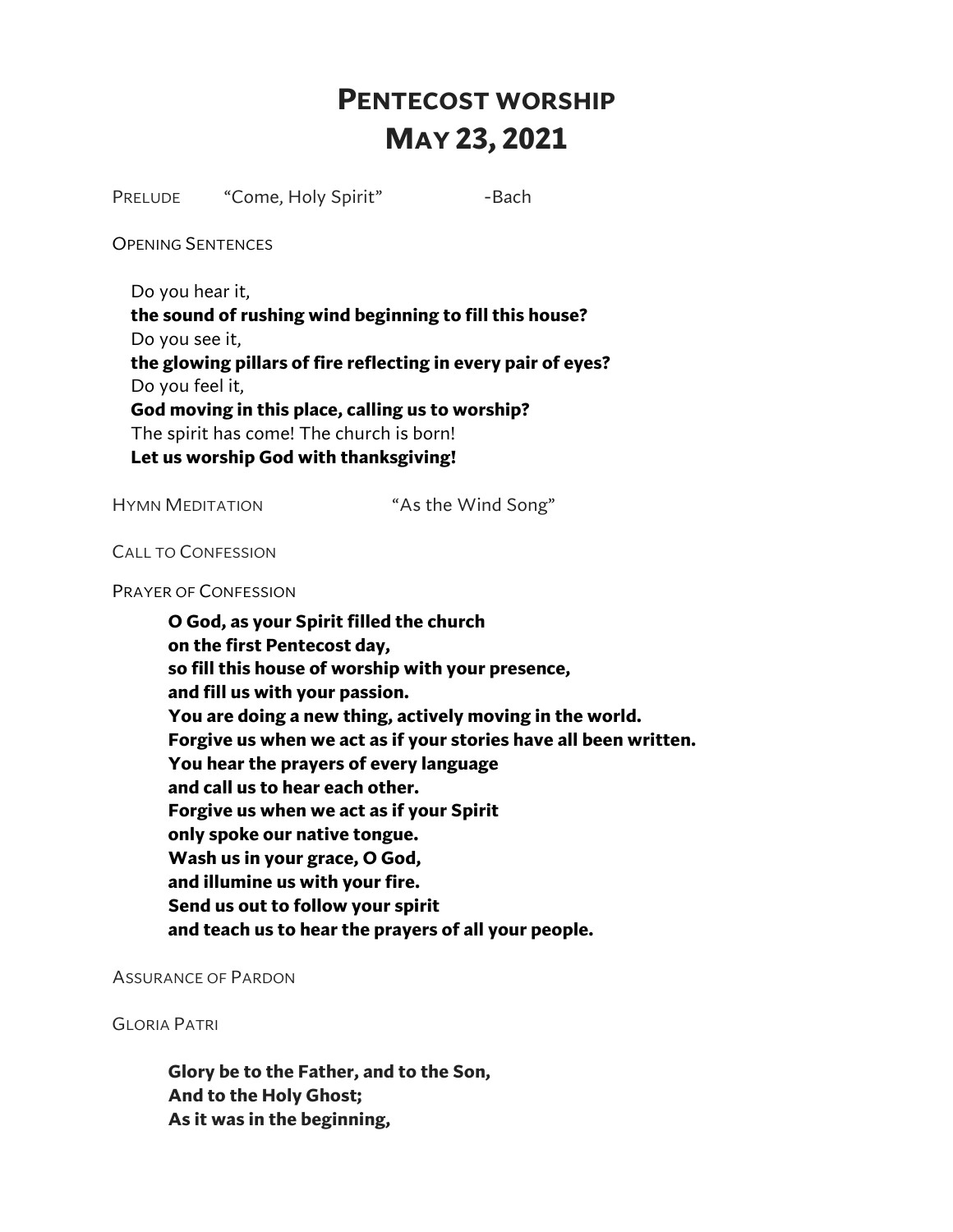# Pentecost worship
# May 23, 2021

Prelude "Come, Holy Spirit" -Bach

Opening Sentences

Do you hear it,
**the sound of rushing wind beginning to fill this house?**
Do you see it,
**the glowing pillars of fire reflecting in every pair of eyes?**
Do you feel it,
**God moving in this place, calling us to worship?**
The spirit has come! The church is born!
**Let us worship God with thanksgiving!**

Hymn Meditation "As the Wind Song"

Call to Confession

Prayer of Confession

**O God, as your Spirit filled the church**
**on the first Pentecost day,**
**so fill this house of worship with your presence,**
**and fill us with your passion.**
**You are doing a new thing, actively moving in the world.**
**Forgive us when we act as if your stories have all been written.**
**You hear the prayers of every language**
**and call us to hear each other.**
**Forgive us when we act as if your Spirit**
**only spoke our native tongue.**
**Wash us in your grace, O God,**
**and illumine us with your fire.**
**Send us out to follow your spirit**
**and teach us to hear the prayers of all your people.**

Assurance of Pardon

Gloria Patri

**Glory be to the Father, and to the Son,**
**And to the Holy Ghost;**
**As it was in the beginning,**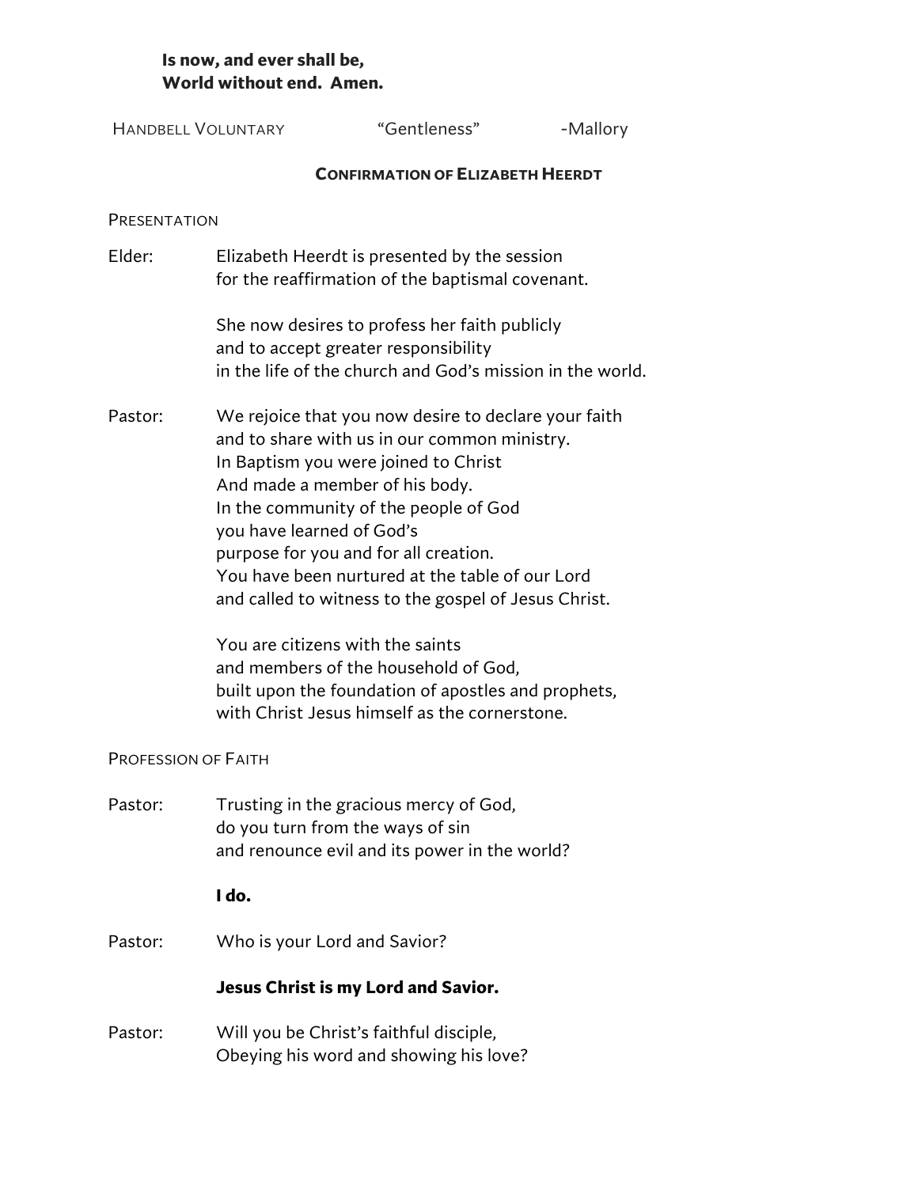**Is now, and ever shall be,**
**World without end. Amen.**

Handbell Voluntary "Gentleness" -Mallory

## Confirmation of Elizabeth Heerdt

Presentation

Elder: Elizabeth Heerdt is presented by the session
for the reaffirmation of the baptismal covenant.

She now desires to profess her faith publicly
and to accept greater responsibility
in the life of the church and God's mission in the world.

Pastor: We rejoice that you now desire to declare your faith
and to share with us in our common ministry.
In Baptism you were joined to Christ
And made a member of his body.
In the community of the people of God
you have learned of God's
purpose for you and for all creation.
You have been nurtured at the table of our Lord
and called to witness to the gospel of Jesus Christ.

You are citizens with the saints
and members of the household of God,
built upon the foundation of apostles and prophets,
with Christ Jesus himself as the cornerstone.

Profession of Faith

Pastor: Trusting in the gracious mercy of God,
do you turn from the ways of sin
and renounce evil and its power in the world?

**I do.**

Pastor: Who is your Lord and Savior?

**Jesus Christ is my Lord and Savior.**

Pastor: Will you be Christ's faithful disciple,
Obeying his word and showing his love?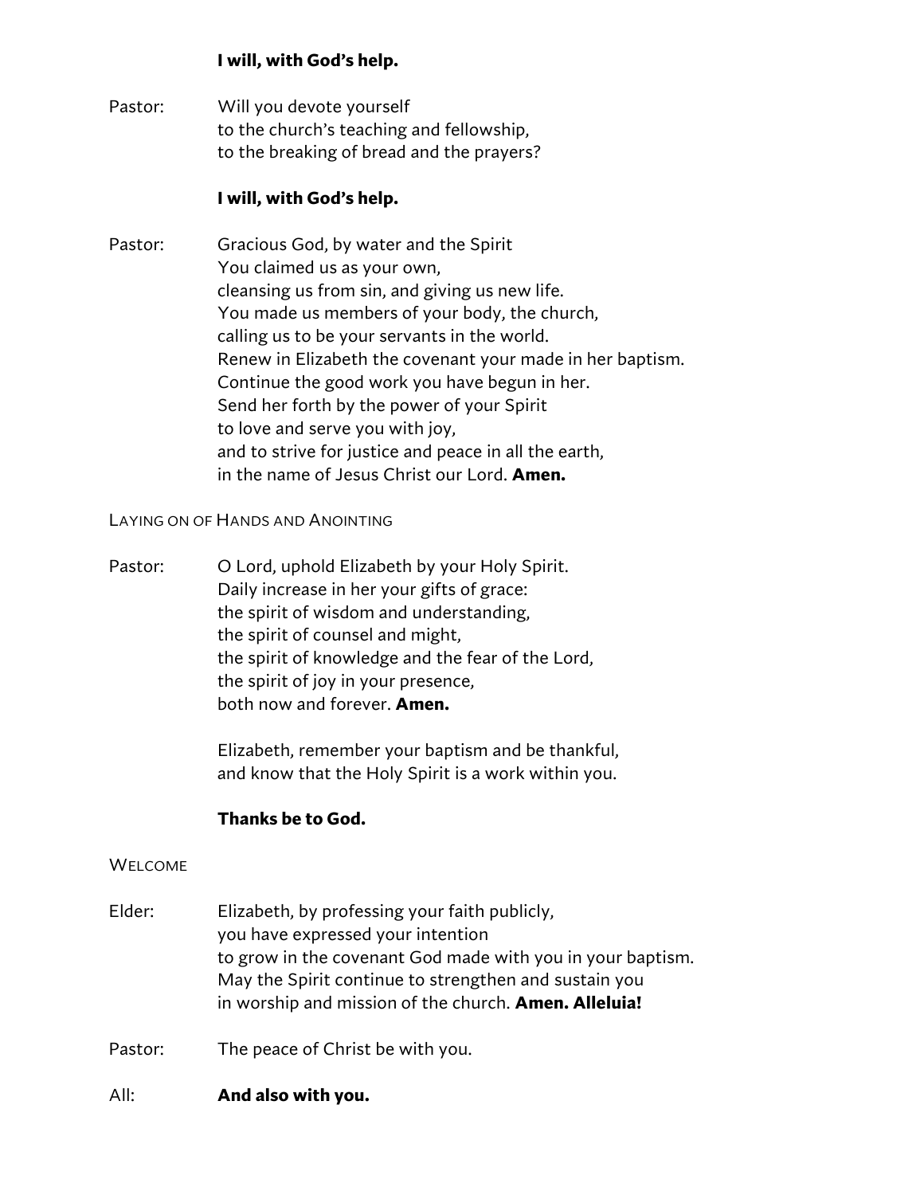**I will, with God's help.**

Pastor: Will you devote yourself
to the church's teaching and fellowship,
to the breaking of bread and the prayers?

**I will, with God's help.**

Pastor: Gracious God, by water and the Spirit
You claimed us as your own,
cleansing us from sin, and giving us new life.
You made us members of your body, the church,
calling us to be your servants in the world.
Renew in Elizabeth the covenant your made in her baptism.
Continue the good work you have begun in her.
Send her forth by the power of your Spirit
to love and serve you with joy,
and to strive for justice and peace in all the earth,
in the name of Jesus Christ our Lord. **Amen.**

LAYING ON OF HANDS AND ANOINTING

Pastor: O Lord, uphold Elizabeth by your Holy Spirit.
Daily increase in her your gifts of grace:
the spirit of wisdom and understanding,
the spirit of counsel and might,
the spirit of knowledge and the fear of the Lord,
the spirit of joy in your presence,
both now and forever. **Amen.**

Elizabeth, remember your baptism and be thankful,
and know that the Holy Spirit is a work within you.

**Thanks be to God.**

WELCOME

Elder: Elizabeth, by professing your faith publicly,
you have expressed your intention
to grow in the covenant God made with you in your baptism.
May the Spirit continue to strengthen and sustain you
in worship and mission of the church. **Amen. Alleluia!**

Pastor: The peace of Christ be with you.

All: **And also with you.**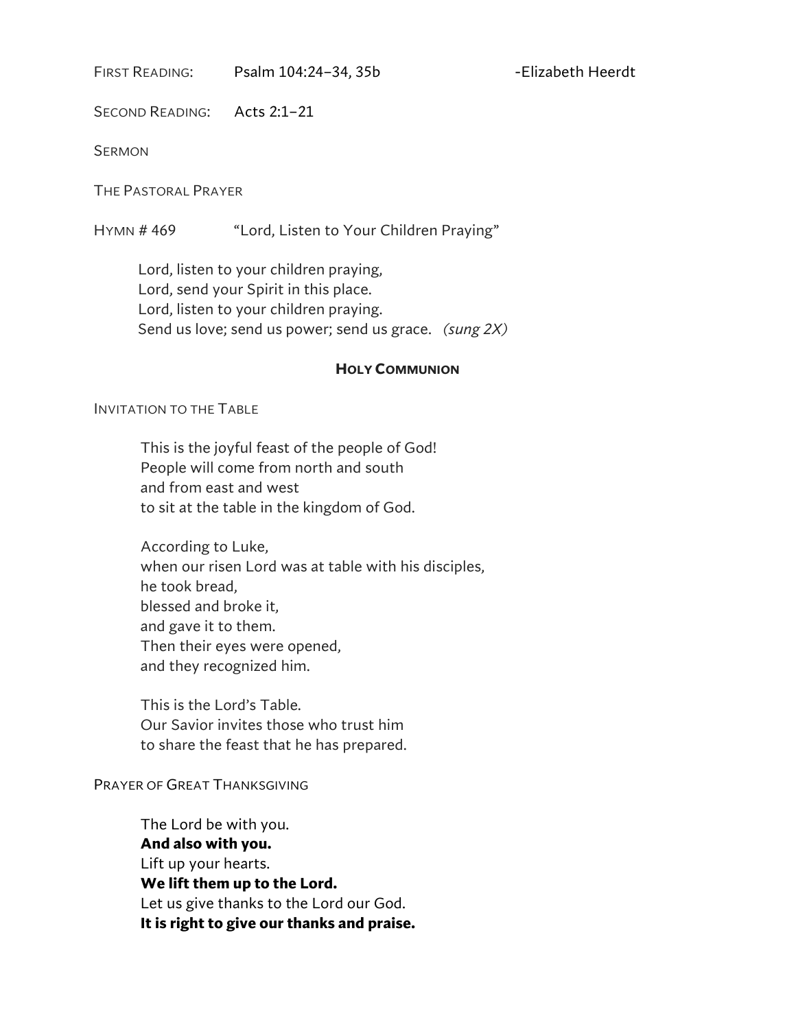First Reading: Psalm 104:24–34, 35b -Elizabeth Heerdt

Second Reading: Acts 2:1–21

Sermon

The Pastoral Prayer

Hymn # 469 "Lord, Listen to Your Children Praying"

Lord, listen to your children praying,  
Lord, send your Spirit in this place.  
Lord, listen to your children praying.  
Send us love; send us power; send us grace. *(sung 2X)*

## Holy Communion

Invitation to the Table

This is the joyful feast of the people of God!  
People will come from north and south  
and from east and west  
to sit at the table in the kingdom of God.

According to Luke,  
when our risen Lord was at table with his disciples,  
he took bread,  
blessed and broke it,  
and gave it to them.  
Then their eyes were opened,  
and they recognized him.

This is the Lord's Table.  
Our Savior invites those who trust him  
to share the feast that he has prepared.

Prayer of Great Thanksgiving

The Lord be with you.  
**And also with you.**  
Lift up your hearts.  
**We lift them up to the Lord.**  
Let us give thanks to the Lord our God.  
**It is right to give our thanks and praise.**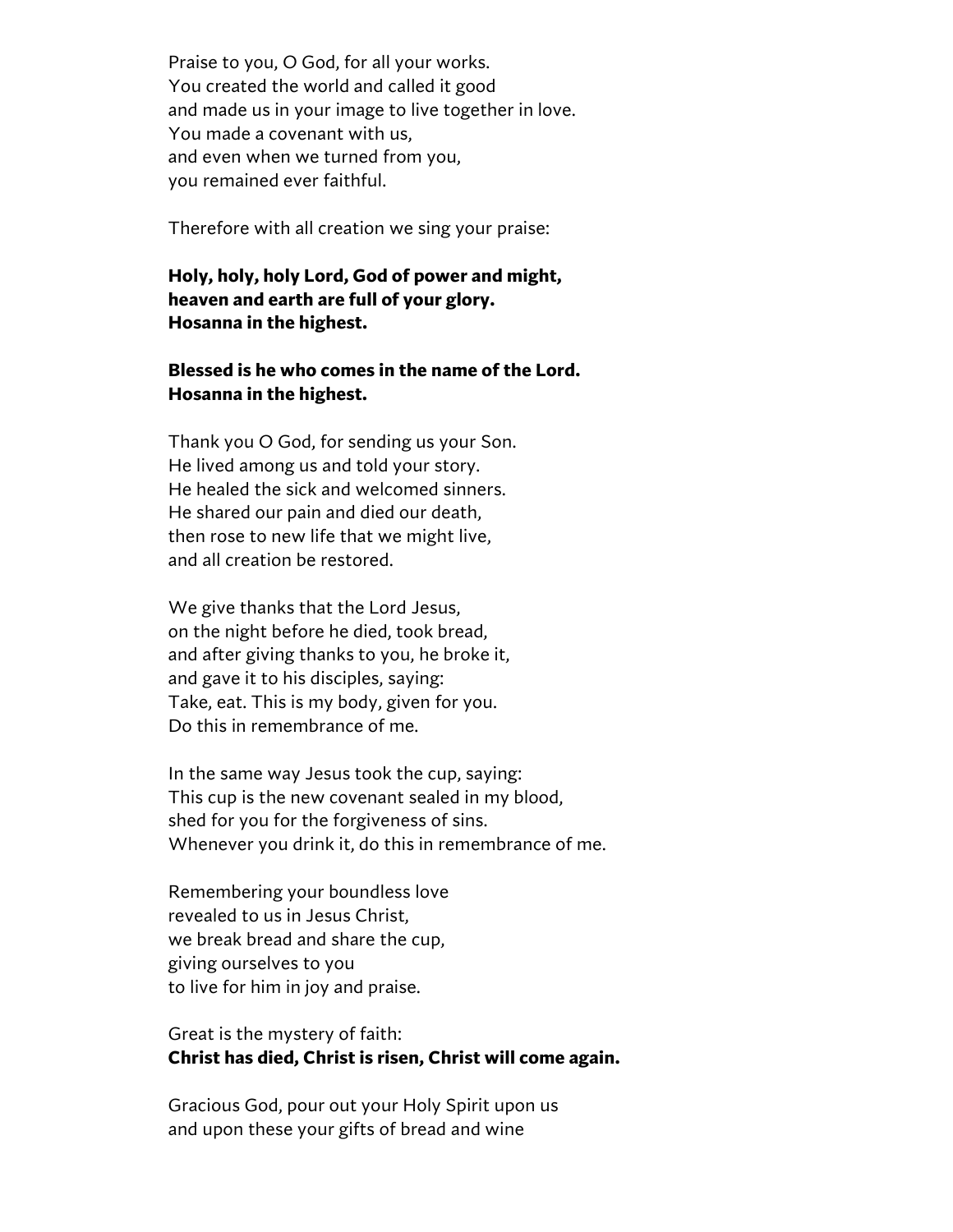Praise to you, O God, for all your works.  
You created the world and called it good  
and made us in your image to live together in love.  
You made a covenant with us,  
and even when we turned from you,  
you remained ever faithful.

Therefore with all creation we sing your praise:

**Holy, holy, holy Lord, God of power and might,**  
**heaven and earth are full of your glory.**  
**Hosanna in the highest.**

**Blessed is he who comes in the name of the Lord.**  
**Hosanna in the highest.**

Thank you O God, for sending us your Son.  
He lived among us and told your story.  
He healed the sick and welcomed sinners.  
He shared our pain and died our death,  
then rose to new life that we might live,  
and all creation be restored.

We give thanks that the Lord Jesus,  
on the night before he died, took bread,  
and after giving thanks to you, he broke it,  
and gave it to his disciples, saying:  
Take, eat. This is my body, given for you.  
Do this in remembrance of me.

In the same way Jesus took the cup, saying:  
This cup is the new covenant sealed in my blood,  
shed for you for the forgiveness of sins.  
Whenever you drink it, do this in remembrance of me.

Remembering your boundless love  
revealed to us in Jesus Christ,  
we break bread and share the cup,  
giving ourselves to you  
to live for him in joy and praise.

Great is the mystery of faith:  
**Christ has died, Christ is risen, Christ will come again.**

Gracious God, pour out your Holy Spirit upon us  
and upon these your gifts of bread and wine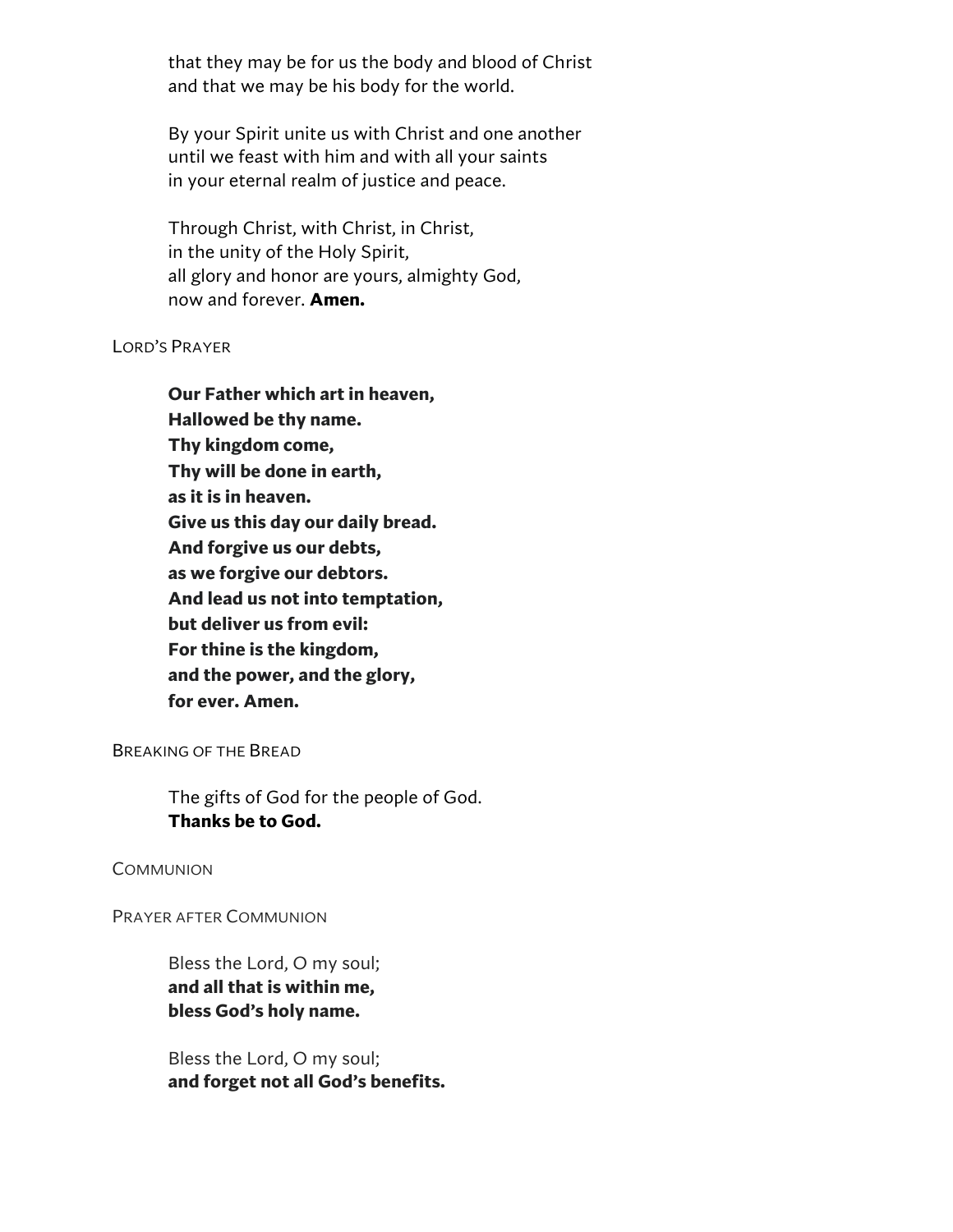that they may be for us the body and blood of Christ
and that we may be his body for the world.

By your Spirit unite us with Christ and one another
until we feast with him and with all your saints
in your eternal realm of justice and peace.

Through Christ, with Christ, in Christ,
in the unity of the Holy Spirit,
all glory and honor are yours, almighty God,
now and forever. **Amen.**

Lord's Prayer

**Our Father which art in heaven,**
**Hallowed be thy name.**
**Thy kingdom come,**
**Thy will be done in earth,**
**as it is in heaven.**
**Give us this day our daily bread.**
**And forgive us our debts,**
**as we forgive our debtors.**
**And lead us not into temptation,**
**but deliver us from evil:**
**For thine is the kingdom,**
**and the power, and the glory,**
**for ever. Amen.**

Breaking of the Bread

The gifts of God for the people of God.
**Thanks be to God.**

Communion

Prayer after Communion

Bless the Lord, O my soul;
**and all that is within me,**
**bless God's holy name.**

Bless the Lord, O my soul;
**and forget not all God's benefits.**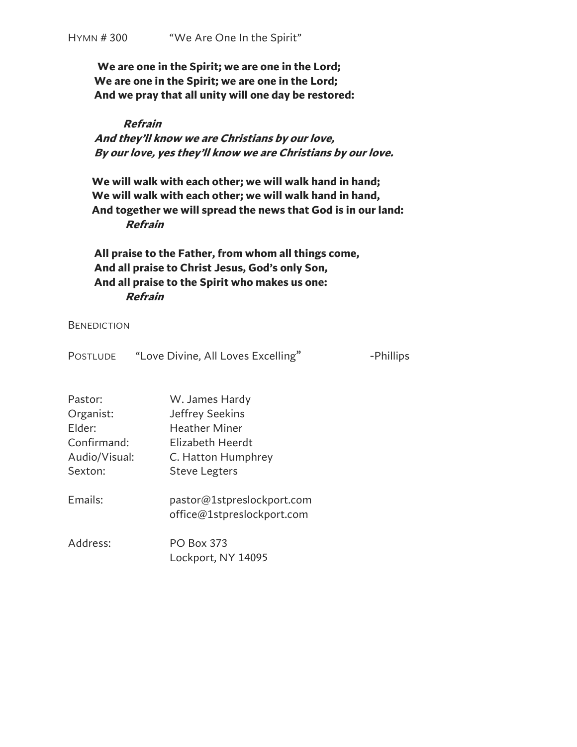Hymn # 300 "We Are One In the Spirit"

**We are one in the Spirit; we are one in the Lord;**
**We are one in the Spirit; we are one in the Lord;**
**And we pray that all unity will one day be restored:**

***Refrain***
***And they'll know we are Christians by our love,***
***By our love, yes they'll know we are Christians by our love.***

**We will walk with each other; we will walk hand in hand;**
**We will walk with each other; we will walk hand in hand,**
**And together we will spread the news that God is in our land:**
***Refrain***

**All praise to the Father, from whom all things come,**
**And all praise to Christ Jesus, God's only Son,**
**And all praise to the Spirit who makes us one:**
***Refrain***

Benediction

Postlude "Love Divine, All Loves Excelling" -Phillips

| | |
|---|---|
| Pastor: | W. James Hardy |
| Organist: | Jeffrey Seekins |
| Elder: | Heather Miner |
| Confirmand: | Elizabeth Heerdt |
| Audio/Visual: | C. Hatton Humphrey |
| Sexton: | Steve Legters |

Emails: pastor@1stpreslockport.com
office@1stpreslockport.com

Address: PO Box 373
Lockport, NY 14095